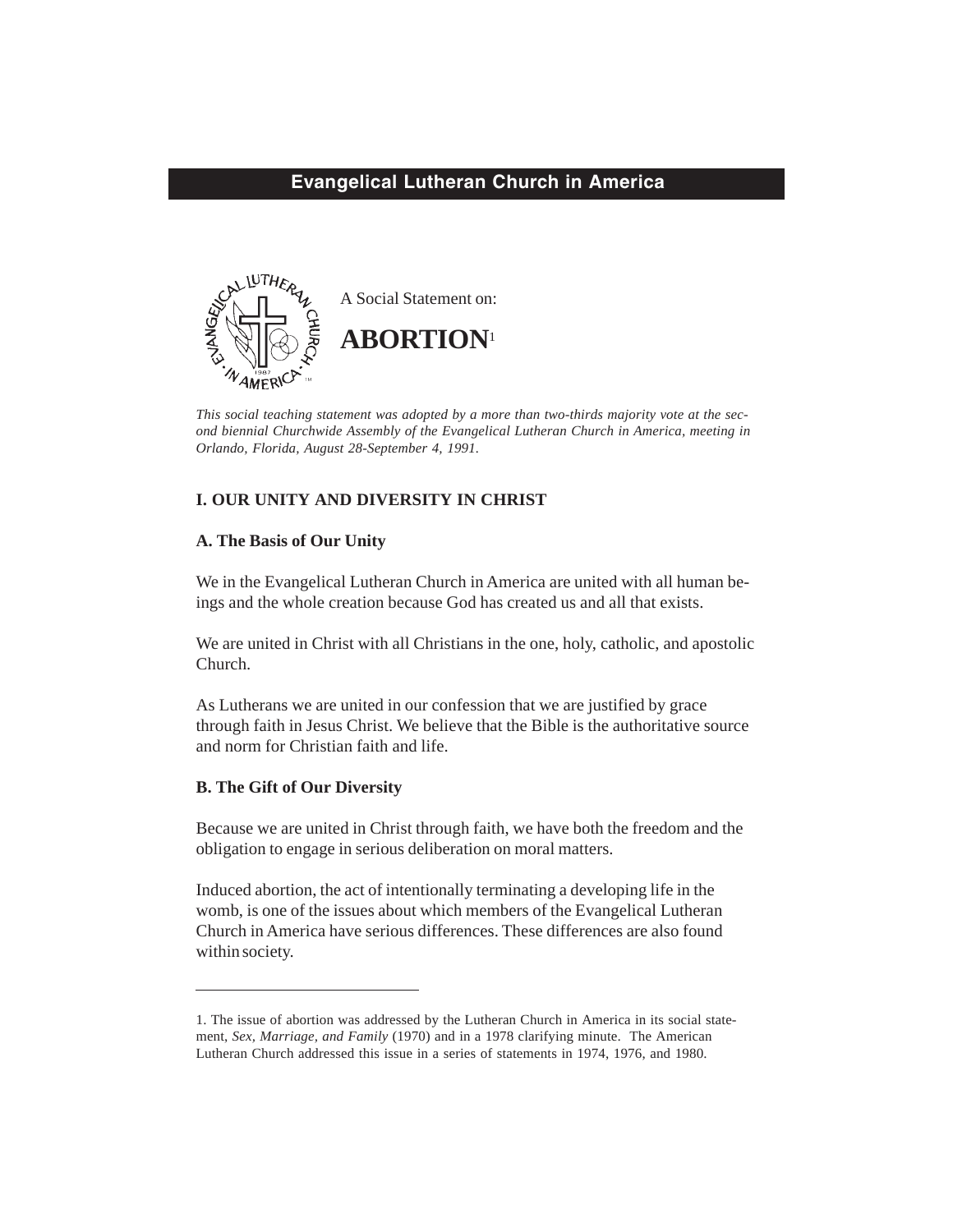**Evangelical Lutheran Church in America**

A Social Statement on:

# ABORTION[1]

*This social teaching statement was adopted by a more than two-thirds majority vote at the second biennial Churchwide Assembly of the Evangelical Lutheran Church in America, meeting in Orlando, Florida, August 28-September 4, 1991.*

## I. OUR UNITY AND DIVERSITY IN CHRIST

### A. The Basis of Our Unity

We in the Evangelical Lutheran Church in America are united with all human beings and the whole creation because God has created us and all that exists.

We are united in Christ with all Christians in the one, holy, catholic, and apostolic Church.

As Lutherans we are united in our confession that we are justified by grace through faith in Jesus Christ. We believe that the Bible is the authoritative source and norm for Christian faith and life.

### B. The Gift of Our Diversity

Because we are united in Christ through faith, we have both the freedom and the obligation to engage in serious deliberation on moral matters.

Induced abortion, the act of intentionally terminating a developing life in the womb, is one of the issues about which members of the Evangelical Lutheran Church in America have serious differences. These differences are also found within society.

---

1. The issue of abortion was addressed by the Lutheran Church in America in its social statement, *Sex, Marriage, and Family* (1970) and in a 1978 clarifying minute. The American Lutheran Church addressed this issue in a series of statements in 1974, 1976, and 1980.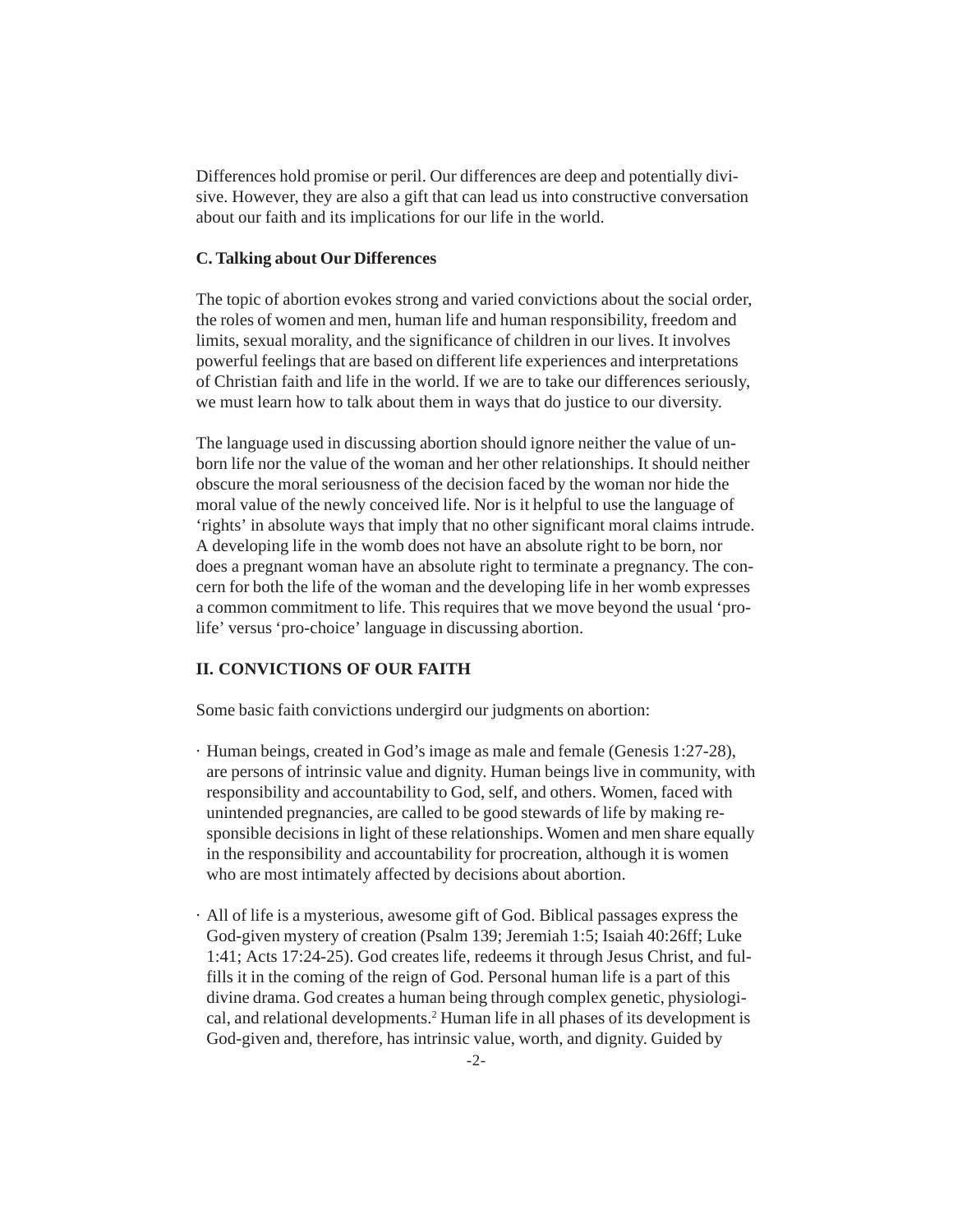Differences hold promise or peril. Our differences are deep and potentially divisive. However, they are also a gift that can lead us into constructive conversation about our faith and its implications for our life in the world.

### C. Talking about Our Differences

The topic of abortion evokes strong and varied convictions about the social order, the roles of women and men, human life and human responsibility, freedom and limits, sexual morality, and the significance of children in our lives. It involves powerful feelings that are based on different life experiences and interpretations of Christian faith and life in the world. If we are to take our differences seriously, we must learn how to talk about them in ways that do justice to our diversity.

The language used in discussing abortion should ignore neither the value of unborn life nor the value of the woman and her other relationships. It should neither obscure the moral seriousness of the decision faced by the woman nor hide the moral value of the newly conceived life. Nor is it helpful to use the language of 'rights' in absolute ways that imply that no other significant moral claims intrude. A developing life in the womb does not have an absolute right to be born, nor does a pregnant woman have an absolute right to terminate a pregnancy. The concern for both the life of the woman and the developing life in her womb expresses a common commitment to life. This requires that we move beyond the usual 'pro-life' versus 'pro-choice' language in discussing abortion.

## II. CONVICTIONS OF OUR FAITH

Some basic faith convictions undergird our judgments on abortion:

- Human beings, created in God's image as male and female (Genesis 1:27-28), are persons of intrinsic value and dignity. Human beings live in community, with responsibility and accountability to God, self, and others. Women, faced with unintended pregnancies, are called to be good stewards of life by making responsible decisions in light of these relationships. Women and men share equally in the responsibility and accountability for procreation, although it is women who are most intimately affected by decisions about abortion.

- All of life is a mysterious, awesome gift of God. Biblical passages express the God-given mystery of creation (Psalm 139; Jeremiah 1:5; Isaiah 40:26ff; Luke 1:41; Acts 17:24-25). God creates life, redeems it through Jesus Christ, and fulfills it in the coming of the reign of God. Personal human life is a part of this divine drama. God creates a human being through complex genetic, physiological, and relational developments.[2] Human life in all phases of its development is God-given and, therefore, has intrinsic value, worth, and dignity. Guided by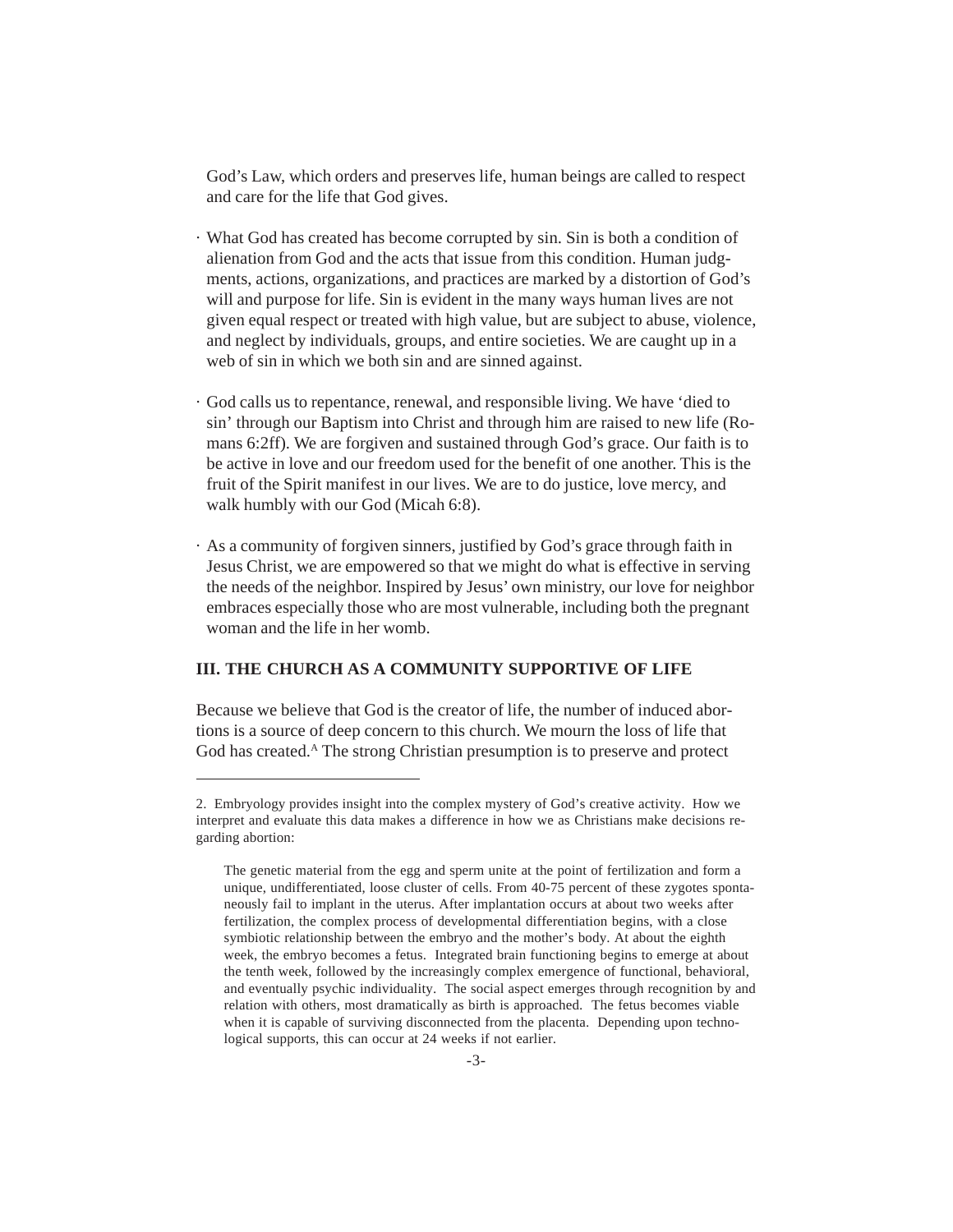God's Law, which orders and preserves life, human beings are called to respect and care for the life that God gives.

- What God has created has become corrupted by sin. Sin is both a condition of alienation from God and the acts that issue from this condition. Human judgments, actions, organizations, and practices are marked by a distortion of God's will and purpose for life. Sin is evident in the many ways human lives are not given equal respect or treated with high value, but are subject to abuse, violence, and neglect by individuals, groups, and entire societies. We are caught up in a web of sin in which we both sin and are sinned against.

- God calls us to repentance, renewal, and responsible living. We have 'died to sin' through our Baptism into Christ and through him are raised to new life (Romans 6:2ff). We are forgiven and sustained through God's grace. Our faith is to be active in love and our freedom used for the benefit of one another. This is the fruit of the Spirit manifest in our lives. We are to do justice, love mercy, and walk humbly with our God (Micah 6:8).

- As a community of forgiven sinners, justified by God's grace through faith in Jesus Christ, we are empowered so that we might do what is effective in serving the needs of the neighbor. Inspired by Jesus' own ministry, our love for neighbor embraces especially those who are most vulnerable, including both the pregnant woman and the life in her womb.

## III. THE CHURCH AS A COMMUNITY SUPPORTIVE OF LIFE

Because we believe that God is the creator of life, the number of induced abortions is a source of deep concern to this church. We mourn the loss of life that God has created.[A] The strong Christian presumption is to preserve and protect

---

2. Embryology provides insight into the complex mystery of God's creative activity. How we interpret and evaluate this data makes a difference in how we as Christians make decisions regarding abortion:

> The genetic material from the egg and sperm unite at the point of fertilization and form a unique, undifferentiated, loose cluster of cells. From 40-75 percent of these zygotes spontaneously fail to implant in the uterus. After implantation occurs at about two weeks after fertilization, the complex process of developmental differentiation begins, with a close symbiotic relationship between the embryo and the mother's body. At about the eighth week, the embryo becomes a fetus. Integrated brain functioning begins to emerge at about the tenth week, followed by the increasingly complex emergence of functional, behavioral, and eventually psychic individuality. The social aspect emerges through recognition by and relation with others, most dramatically as birth is approached. The fetus becomes viable when it is capable of surviving disconnected from the placenta. Depending upon technological supports, this can occur at 24 weeks if not earlier.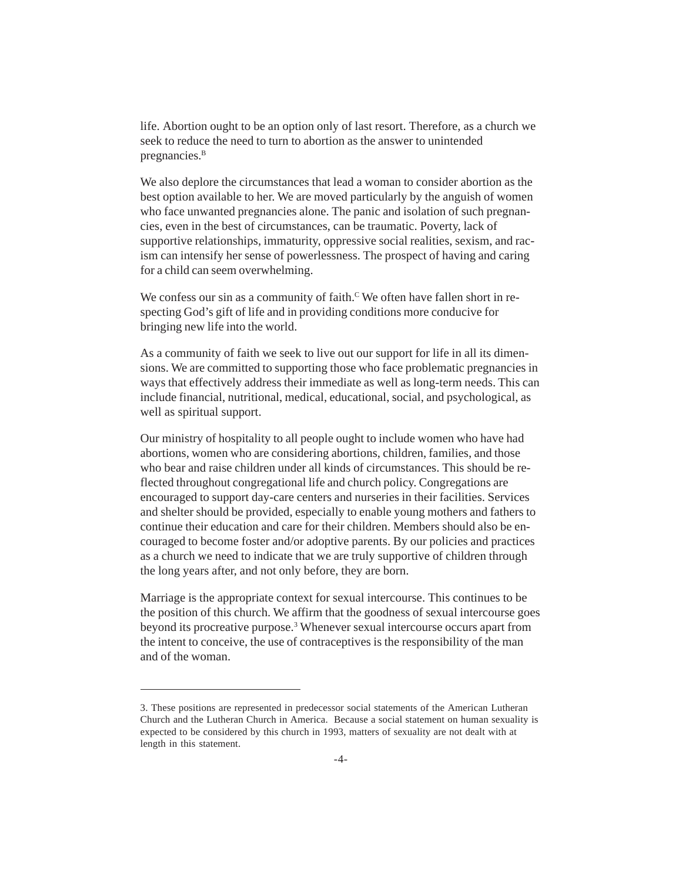life. Abortion ought to be an option only of last resort. Therefore, as a church we seek to reduce the need to turn to abortion as the answer to unintended pregnancies.[B]

We also deplore the circumstances that lead a woman to consider abortion as the best option available to her. We are moved particularly by the anguish of women who face unwanted pregnancies alone. The panic and isolation of such pregnancies, even in the best of circumstances, can be traumatic. Poverty, lack of supportive relationships, immaturity, oppressive social realities, sexism, and racism can intensify her sense of powerlessness. The prospect of having and caring for a child can seem overwhelming.

We confess our sin as a community of faith.[C] We often have fallen short in respecting God's gift of life and in providing conditions more conducive for bringing new life into the world.

As a community of faith we seek to live out our support for life in all its dimensions. We are committed to supporting those who face problematic pregnancies in ways that effectively address their immediate as well as long-term needs. This can include financial, nutritional, medical, educational, social, and psychological, as well as spiritual support.

Our ministry of hospitality to all people ought to include women who have had abortions, women who are considering abortions, children, families, and those who bear and raise children under all kinds of circumstances. This should be reflected throughout congregational life and church policy. Congregations are encouraged to support day-care centers and nurseries in their facilities. Services and shelter should be provided, especially to enable young mothers and fathers to continue their education and care for their children. Members should also be encouraged to become foster and/or adoptive parents. By our policies and practices as a church we need to indicate that we are truly supportive of children through the long years after, and not only before, they are born.

Marriage is the appropriate context for sexual intercourse. This continues to be the position of this church. We affirm that the goodness of sexual intercourse goes beyond its procreative purpose.[3] Whenever sexual intercourse occurs apart from the intent to conceive, the use of contraceptives is the responsibility of the man and of the woman.

---

3. These positions are represented in predecessor social statements of the American Lutheran Church and the Lutheran Church in America. Because a social statement on human sexuality is expected to be considered by this church in 1993, matters of sexuality are not dealt with at length in this statement.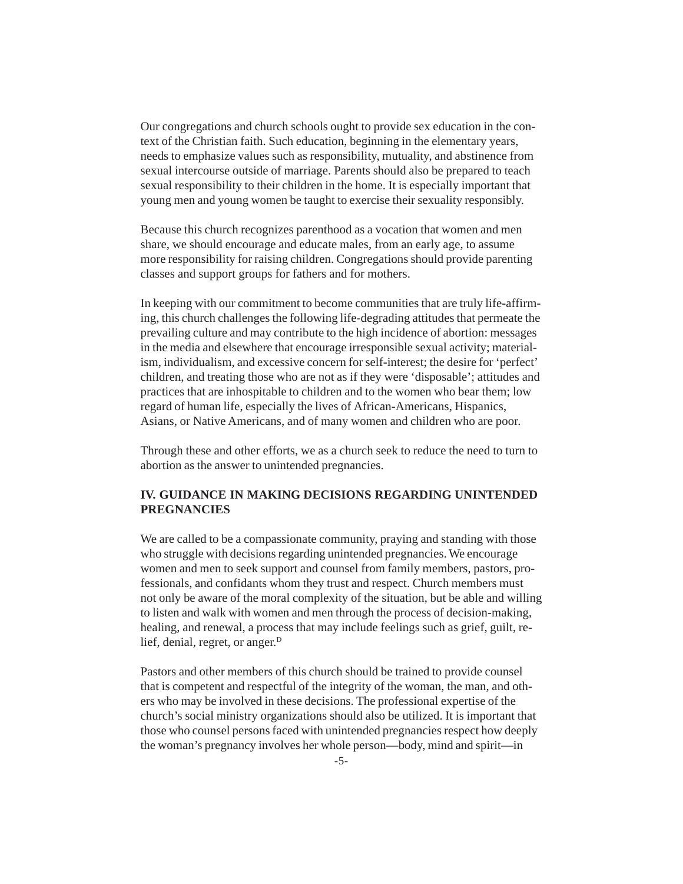Our congregations and church schools ought to provide sex education in the context of the Christian faith. Such education, beginning in the elementary years, needs to emphasize values such as responsibility, mutuality, and abstinence from sexual intercourse outside of marriage. Parents should also be prepared to teach sexual responsibility to their children in the home. It is especially important that young men and young women be taught to exercise their sexuality responsibly.

Because this church recognizes parenthood as a vocation that women and men share, we should encourage and educate males, from an early age, to assume more responsibility for raising children. Congregations should provide parenting classes and support groups for fathers and for mothers.

In keeping with our commitment to become communities that are truly life-affirming, this church challenges the following life-degrading attitudes that permeate the prevailing culture and may contribute to the high incidence of abortion: messages in the media and elsewhere that encourage irresponsible sexual activity; materialism, individualism, and excessive concern for self-interest; the desire for 'perfect' children, and treating those who are not as if they were 'disposable'; attitudes and practices that are inhospitable to children and to the women who bear them; low regard of human life, especially the lives of African-Americans, Hispanics, Asians, or Native Americans, and of many women and children who are poor.

Through these and other efforts, we as a church seek to reduce the need to turn to abortion as the answer to unintended pregnancies.

## IV. GUIDANCE IN MAKING DECISIONS REGARDING UNINTENDED PREGNANCIES

We are called to be a compassionate community, praying and standing with those who struggle with decisions regarding unintended pregnancies. We encourage women and men to seek support and counsel from family members, pastors, professionals, and confidants whom they trust and respect. Church members must not only be aware of the moral complexity of the situation, but be able and willing to listen and walk with women and men through the process of decision-making, healing, and renewal, a process that may include feelings such as grief, guilt, relief, denial, regret, or anger.[D]

Pastors and other members of this church should be trained to provide counsel that is competent and respectful of the integrity of the woman, the man, and others who may be involved in these decisions. The professional expertise of the church's social ministry organizations should also be utilized. It is important that those who counsel persons faced with unintended pregnancies respect how deeply the woman's pregnancy involves her whole person—body, mind and spirit—in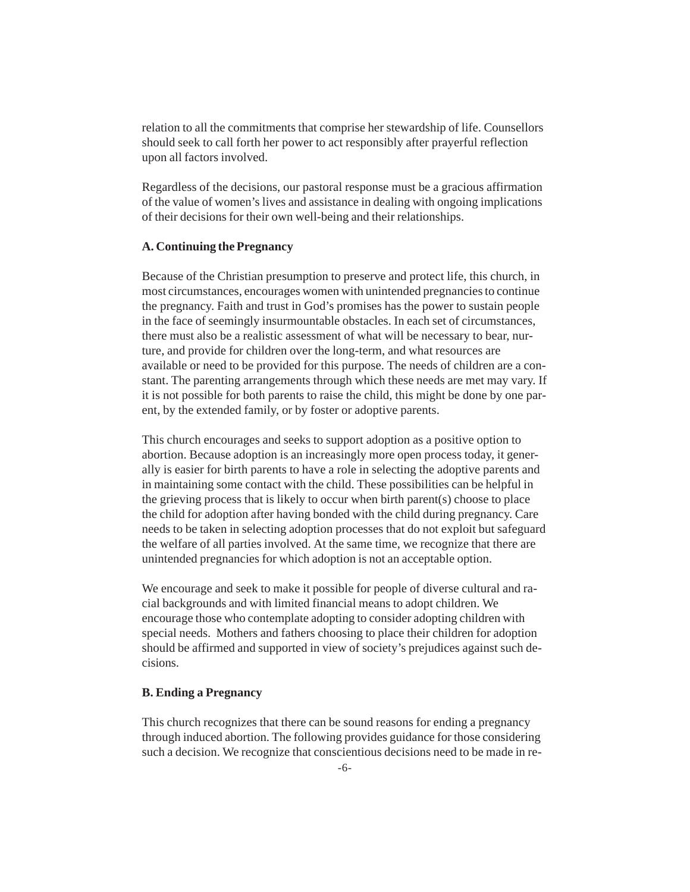relation to all the commitments that comprise her stewardship of life. Counsellors should seek to call forth her power to act responsibly after prayerful reflection upon all factors involved.

Regardless of the decisions, our pastoral response must be a gracious affirmation of the value of women's lives and assistance in dealing with ongoing implications of their decisions for their own well-being and their relationships.

**A. Continuing the Pregnancy**

Because of the Christian presumption to preserve and protect life, this church, in most circumstances, encourages women with unintended pregnancies to continue the pregnancy. Faith and trust in God's promises has the power to sustain people in the face of seemingly insurmountable obstacles. In each set of circumstances, there must also be a realistic assessment of what will be necessary to bear, nurture, and provide for children over the long-term, and what resources are available or need to be provided for this purpose. The needs of children are a constant. The parenting arrangements through which these needs are met may vary. If it is not possible for both parents to raise the child, this might be done by one parent, by the extended family, or by foster or adoptive parents.

This church encourages and seeks to support adoption as a positive option to abortion. Because adoption is an increasingly more open process today, it generally is easier for birth parents to have a role in selecting the adoptive parents and in maintaining some contact with the child. These possibilities can be helpful in the grieving process that is likely to occur when birth parent(s) choose to place the child for adoption after having bonded with the child during pregnancy. Care needs to be taken in selecting adoption processes that do not exploit but safeguard the welfare of all parties involved. At the same time, we recognize that there are unintended pregnancies for which adoption is not an acceptable option.

We encourage and seek to make it possible for people of diverse cultural and racial backgrounds and with limited financial means to adopt children. We encourage those who contemplate adopting to consider adopting children with special needs. Mothers and fathers choosing to place their children for adoption should be affirmed and supported in view of society's prejudices against such decisions.

**B. Ending a Pregnancy**

This church recognizes that there can be sound reasons for ending a pregnancy through induced abortion. The following provides guidance for those considering such a decision. We recognize that conscientious decisions need to be made in re-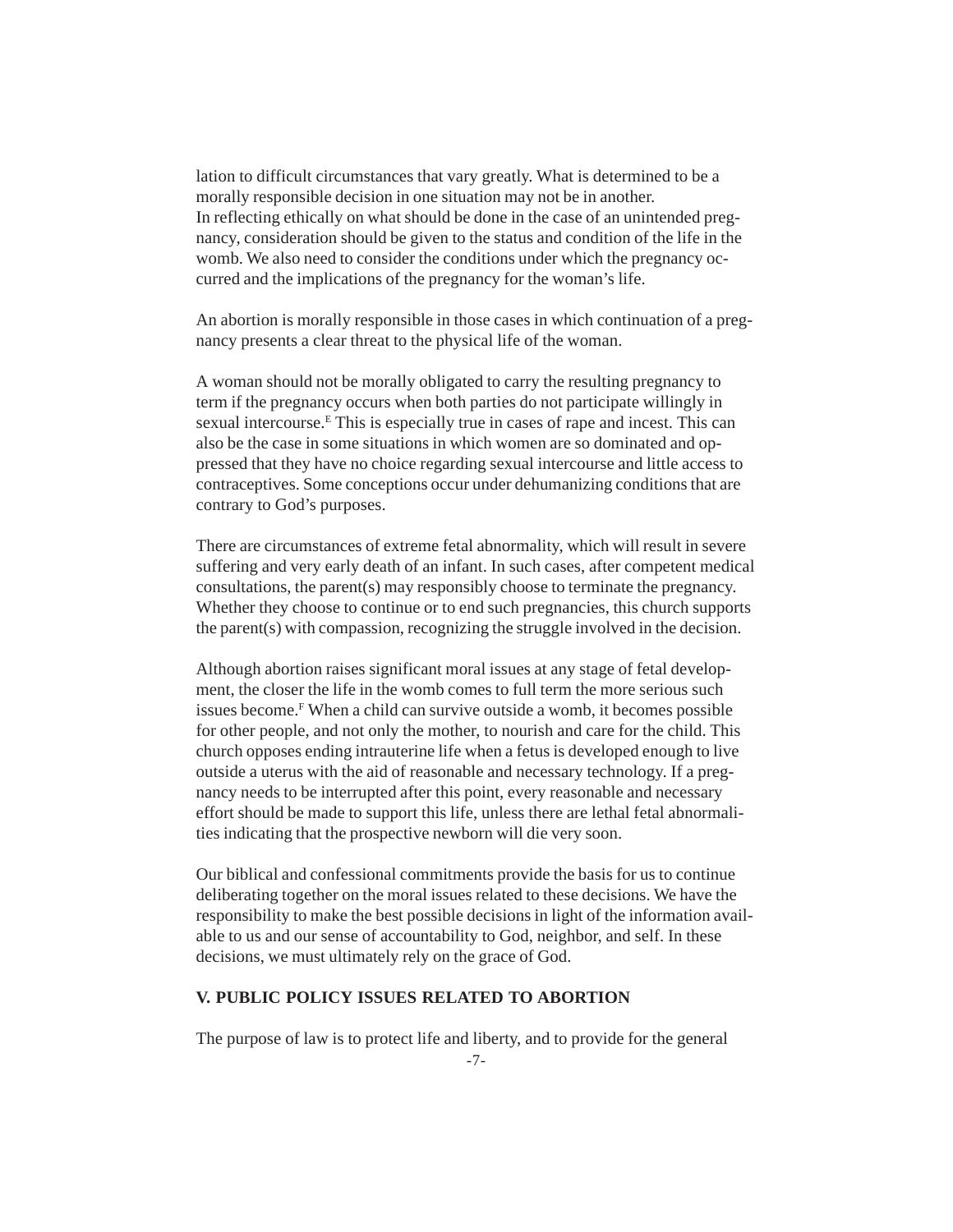lation to difficult circumstances that vary greatly. What is determined to be a morally responsible decision in one situation may not be in another.
In reflecting ethically on what should be done in the case of an unintended pregnancy, consideration should be given to the status and condition of the life in the womb. We also need to consider the conditions under which the pregnancy occurred and the implications of the pregnancy for the woman's life.

An abortion is morally responsible in those cases in which continuation of a pregnancy presents a clear threat to the physical life of the woman.

A woman should not be morally obligated to carry the resulting pregnancy to term if the pregnancy occurs when both parties do not participate willingly in sexual intercourse.[E] This is especially true in cases of rape and incest. This can also be the case in some situations in which women are so dominated and oppressed that they have no choice regarding sexual intercourse and little access to contraceptives. Some conceptions occur under dehumanizing conditions that are contrary to God's purposes.

There are circumstances of extreme fetal abnormality, which will result in severe suffering and very early death of an infant. In such cases, after competent medical consultations, the parent(s) may responsibly choose to terminate the pregnancy. Whether they choose to continue or to end such pregnancies, this church supports the parent(s) with compassion, recognizing the struggle involved in the decision.

Although abortion raises significant moral issues at any stage of fetal development, the closer the life in the womb comes to full term the more serious such issues become.[F] When a child can survive outside a womb, it becomes possible for other people, and not only the mother, to nourish and care for the child. This church opposes ending intrauterine life when a fetus is developed enough to live outside a uterus with the aid of reasonable and necessary technology. If a pregnancy needs to be interrupted after this point, every reasonable and necessary effort should be made to support this life, unless there are lethal fetal abnormalities indicating that the prospective newborn will die very soon.

Our biblical and confessional commitments provide the basis for us to continue deliberating together on the moral issues related to these decisions. We have the responsibility to make the best possible decisions in light of the information available to us and our sense of accountability to God, neighbor, and self. In these decisions, we must ultimately rely on the grace of God.

## V. PUBLIC POLICY ISSUES RELATED TO ABORTION

The purpose of law is to protect life and liberty, and to provide for the general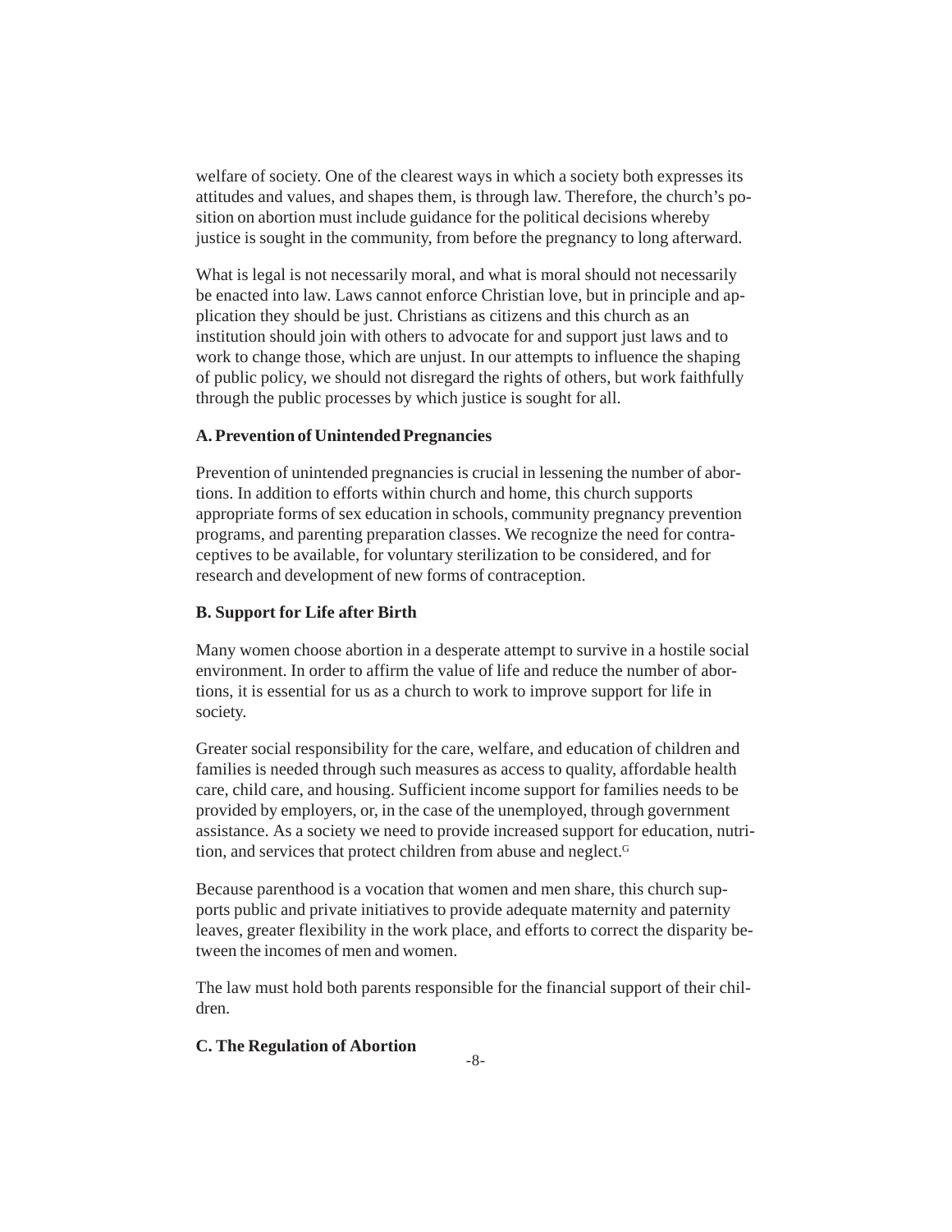welfare of society. One of the clearest ways in which a society both expresses its attitudes and values, and shapes them, is through law. Therefore, the church's position on abortion must include guidance for the political decisions whereby justice is sought in the community, from before the pregnancy to long afterward.

What is legal is not necessarily moral, and what is moral should not necessarily be enacted into law. Laws cannot enforce Christian love, but in principle and application they should be just. Christians as citizens and this church as an institution should join with others to advocate for and support just laws and to work to change those, which are unjust. In our attempts to influence the shaping of public policy, we should not disregard the rights of others, but work faithfully through the public processes by which justice is sought for all.

**A. Prevention of Unintended Pregnancies**

Prevention of unintended pregnancies is crucial in lessening the number of abortions. In addition to efforts within church and home, this church supports appropriate forms of sex education in schools, community pregnancy prevention programs, and parenting preparation classes. We recognize the need for contraceptives to be available, for voluntary sterilization to be considered, and for research and development of new forms of contraception.

**B. Support for Life after Birth**

Many women choose abortion in a desperate attempt to survive in a hostile social environment. In order to affirm the value of life and reduce the number of abortions, it is essential for us as a church to work to improve support for life in society.

Greater social responsibility for the care, welfare, and education of children and families is needed through such measures as access to quality, affordable health care, child care, and housing. Sufficient income support for families needs to be provided by employers, or, in the case of the unemployed, through government assistance. As a society we need to provide increased support for education, nutrition, and services that protect children from abuse and neglect.[G]

Because parenthood is a vocation that women and men share, this church supports public and private initiatives to provide adequate maternity and paternity leaves, greater flexibility in the work place, and efforts to correct the disparity between the incomes of men and women.

The law must hold both parents responsible for the financial support of their children.

**C. The Regulation of Abortion**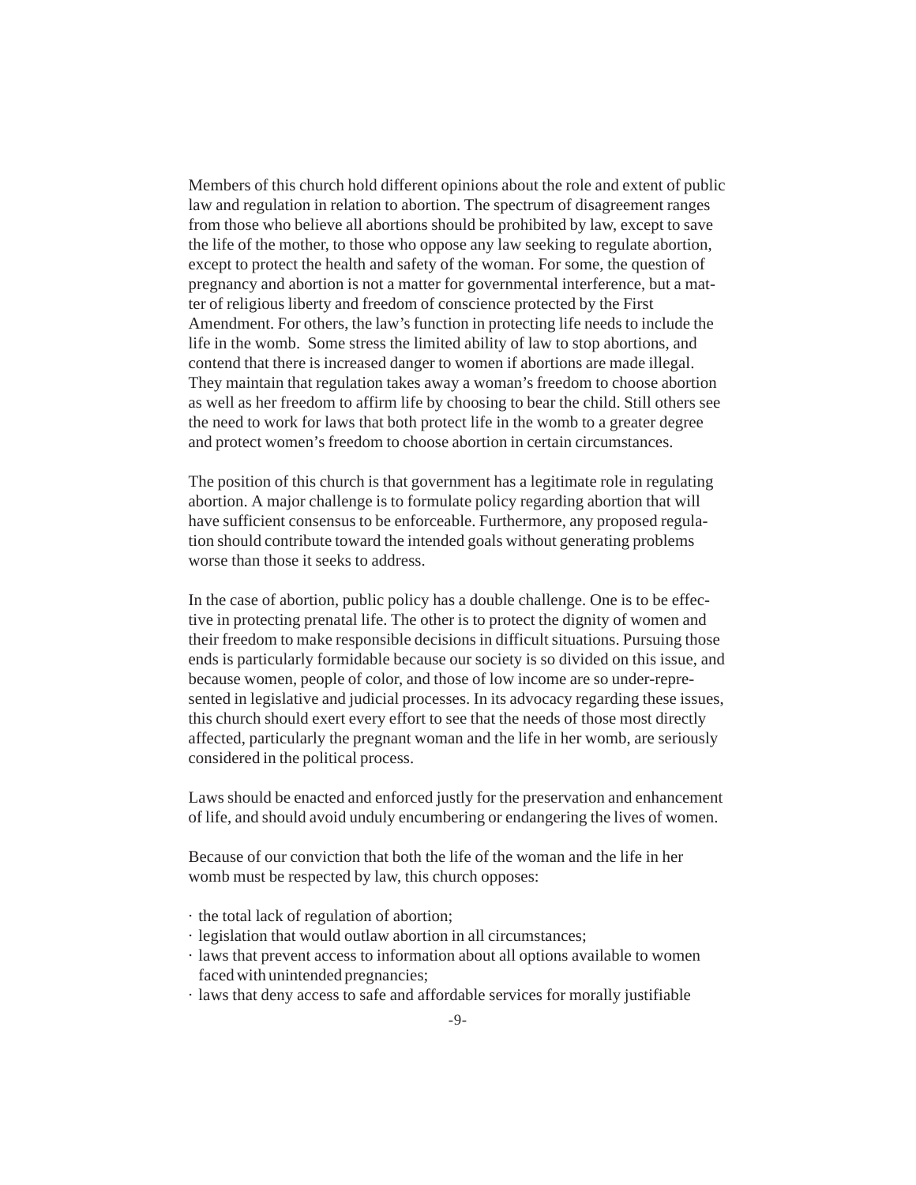Members of this church hold different opinions about the role and extent of public law and regulation in relation to abortion. The spectrum of disagreement ranges from those who believe all abortions should be prohibited by law, except to save the life of the mother, to those who oppose any law seeking to regulate abortion, except to protect the health and safety of the woman. For some, the question of pregnancy and abortion is not a matter for governmental interference, but a matter of religious liberty and freedom of conscience protected by the First Amendment. For others, the law's function in protecting life needs to include the life in the womb. Some stress the limited ability of law to stop abortions, and contend that there is increased danger to women if abortions are made illegal. They maintain that regulation takes away a woman's freedom to choose abortion as well as her freedom to affirm life by choosing to bear the child. Still others see the need to work for laws that both protect life in the womb to a greater degree and protect women's freedom to choose abortion in certain circumstances.

The position of this church is that government has a legitimate role in regulating abortion. A major challenge is to formulate policy regarding abortion that will have sufficient consensus to be enforceable. Furthermore, any proposed regulation should contribute toward the intended goals without generating problems worse than those it seeks to address.

In the case of abortion, public policy has a double challenge. One is to be effective in protecting prenatal life. The other is to protect the dignity of women and their freedom to make responsible decisions in difficult situations. Pursuing those ends is particularly formidable because our society is so divided on this issue, and because women, people of color, and those of low income are so under-represented in legislative and judicial processes. In its advocacy regarding these issues, this church should exert every effort to see that the needs of those most directly affected, particularly the pregnant woman and the life in her womb, are seriously considered in the political process.

Laws should be enacted and enforced justly for the preservation and enhancement of life, and should avoid unduly encumbering or endangering the lives of women.

Because of our conviction that both the life of the woman and the life in her womb must be respected by law, this church opposes:

- the total lack of regulation of abortion;
- legislation that would outlaw abortion in all circumstances;
- laws that prevent access to information about all options available to women faced with unintended pregnancies;
- laws that deny access to safe and affordable services for morally justifiable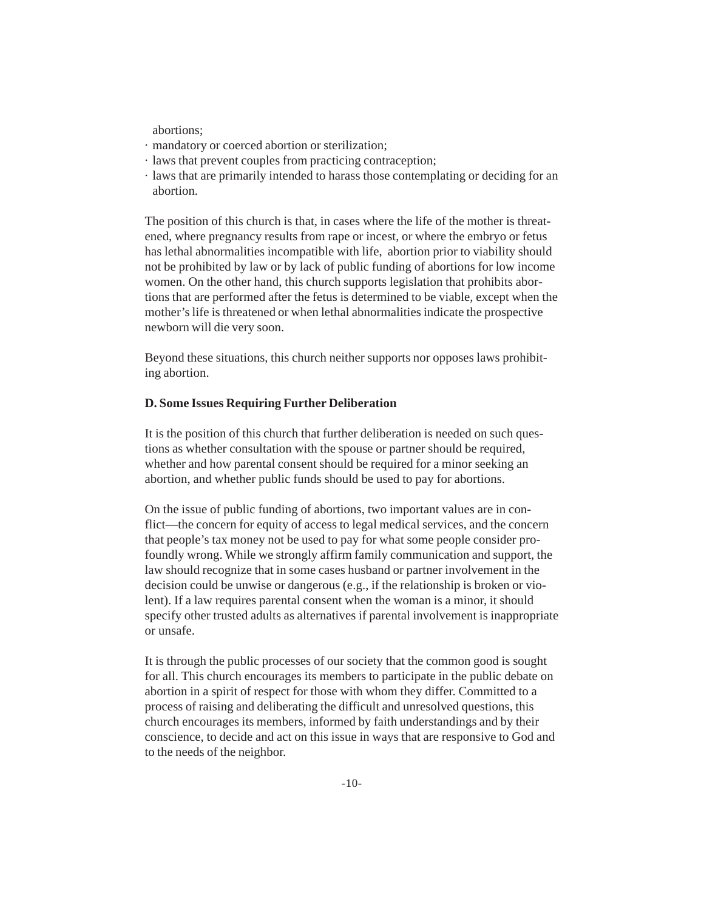abortions;

- mandatory or coerced abortion or sterilization;
- laws that prevent couples from practicing contraception;
- laws that are primarily intended to harass those contemplating or deciding for an abortion.

The position of this church is that, in cases where the life of the mother is threatened, where pregnancy results from rape or incest, or where the embryo or fetus has lethal abnormalities incompatible with life, abortion prior to viability should not be prohibited by law or by lack of public funding of abortions for low income women. On the other hand, this church supports legislation that prohibits abortions that are performed after the fetus is determined to be viable, except when the mother's life is threatened or when lethal abnormalities indicate the prospective newborn will die very soon.

Beyond these situations, this church neither supports nor opposes laws prohibiting abortion.

**D. Some Issues Requiring Further Deliberation**

It is the position of this church that further deliberation is needed on such questions as whether consultation with the spouse or partner should be required, whether and how parental consent should be required for a minor seeking an abortion, and whether public funds should be used to pay for abortions.

On the issue of public funding of abortions, two important values are in conflict—the concern for equity of access to legal medical services, and the concern that people's tax money not be used to pay for what some people consider profoundly wrong. While we strongly affirm family communication and support, the law should recognize that in some cases husband or partner involvement in the decision could be unwise or dangerous (e.g., if the relationship is broken or violent). If a law requires parental consent when the woman is a minor, it should specify other trusted adults as alternatives if parental involvement is inappropriate or unsafe.

It is through the public processes of our society that the common good is sought for all. This church encourages its members to participate in the public debate on abortion in a spirit of respect for those with whom they differ. Committed to a process of raising and deliberating the difficult and unresolved questions, this church encourages its members, informed by faith understandings and by their conscience, to decide and act on this issue in ways that are responsive to God and to the needs of the neighbor.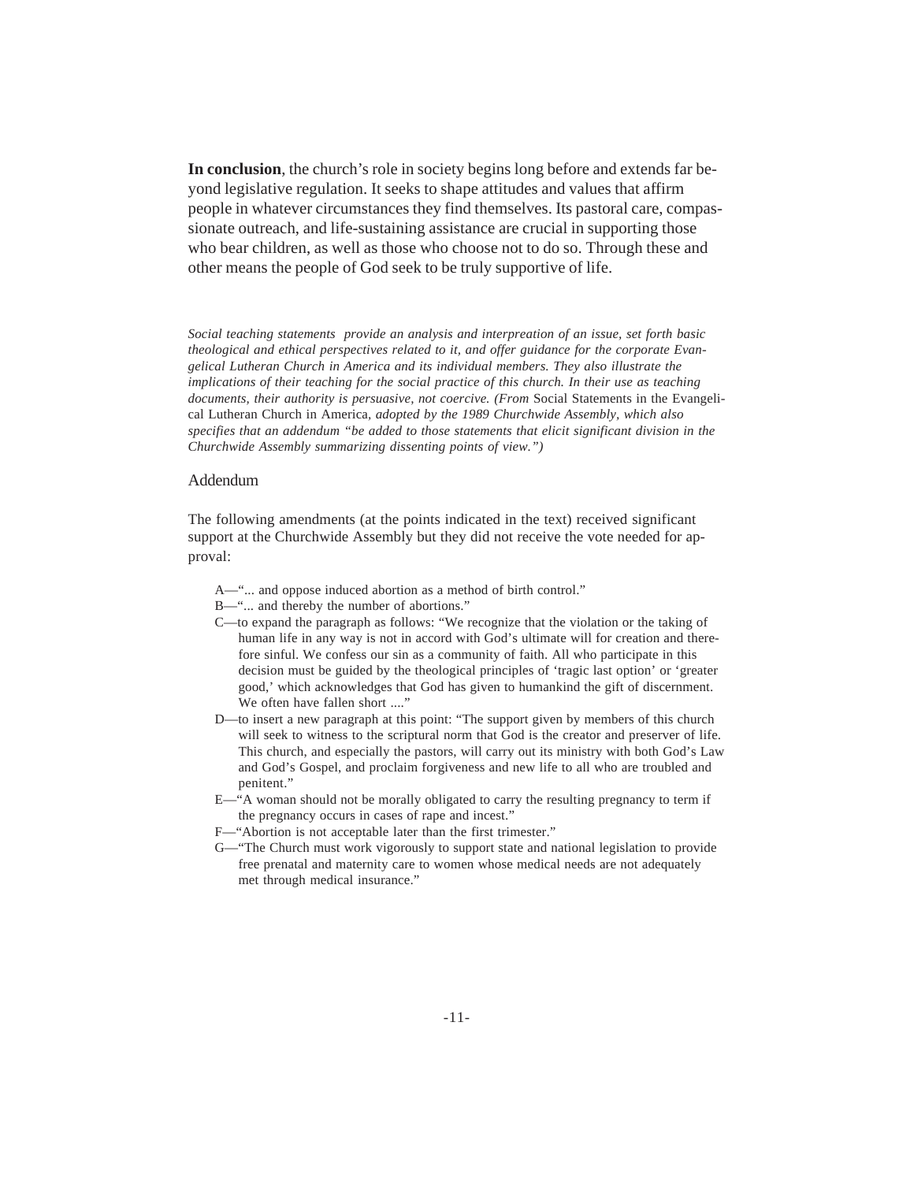**In conclusion**, the church's role in society begins long before and extends far beyond legislative regulation. It seeks to shape attitudes and values that affirm people in whatever circumstances they find themselves. Its pastoral care, compassionate outreach, and life-sustaining assistance are crucial in supporting those who bear children, as well as those who choose not to do so. Through these and other means the people of God seek to be truly supportive of life.

*Social teaching statements provide an analysis and interpreation of an issue, set forth basic theological and ethical perspectives related to it, and offer guidance for the corporate Evangelical Lutheran Church in America and its individual members. They also illustrate the implications of their teaching for the social practice of this church. In their use as teaching documents, their authority is persuasive, not coercive. (From* Social Statements in the Evangelical Lutheran Church in America, *adopted by the 1989 Churchwide Assembly, which also specifies that an addendum "be added to those statements that elicit significant division in the Churchwide Assembly summarizing dissenting points of view.")*

## Addendum

The following amendments (at the points indicated in the text) received significant support at the Churchwide Assembly but they did not receive the vote needed for approval:

- A—"... and oppose induced abortion as a method of birth control."
- B—"... and thereby the number of abortions."
- C—to expand the paragraph as follows: "We recognize that the violation or the taking of human life in any way is not in accord with God's ultimate will for creation and therefore sinful. We confess our sin as a community of faith. All who participate in this decision must be guided by the theological principles of 'tragic last option' or 'greater good,' which acknowledges that God has given to humankind the gift of discernment. We often have fallen short ...."
- D—to insert a new paragraph at this point: "The support given by members of this church will seek to witness to the scriptural norm that God is the creator and preserver of life. This church, and especially the pastors, will carry out its ministry with both God's Law and God's Gospel, and proclaim forgiveness and new life to all who are troubled and penitent."
- E—"A woman should not be morally obligated to carry the resulting pregnancy to term if the pregnancy occurs in cases of rape and incest."
- F—"Abortion is not acceptable later than the first trimester."
- G—"The Church must work vigorously to support state and national legislation to provide free prenatal and maternity care to women whose medical needs are not adequately met through medical insurance."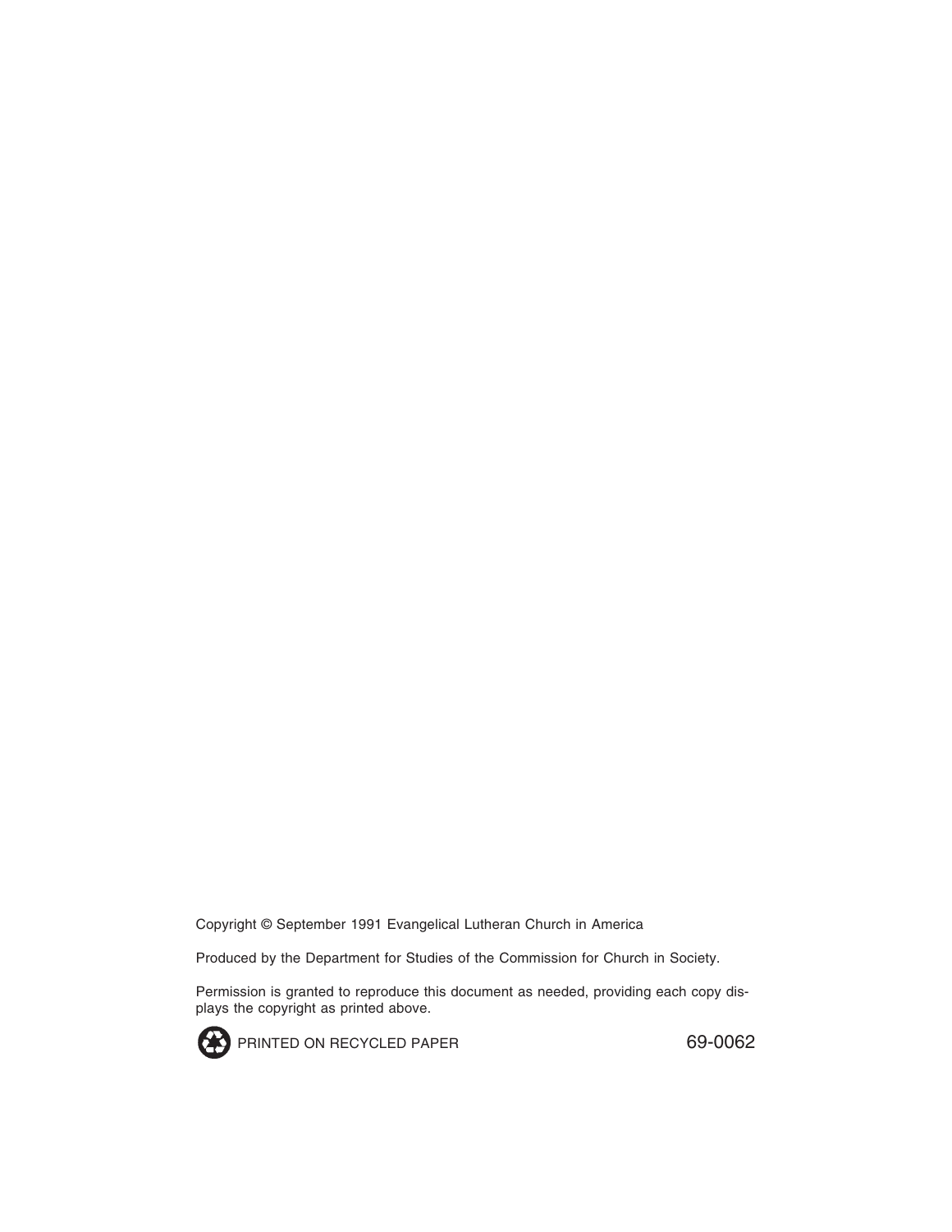Copyright © September 1991 Evangelical Lutheran Church in America

Produced by the Department for Studies of the Commission for Church in Society.

Permission is granted to reproduce this document as needed, providing each copy displays the copyright as printed above.

PRINTED ON RECYCLED PAPER

69-0062